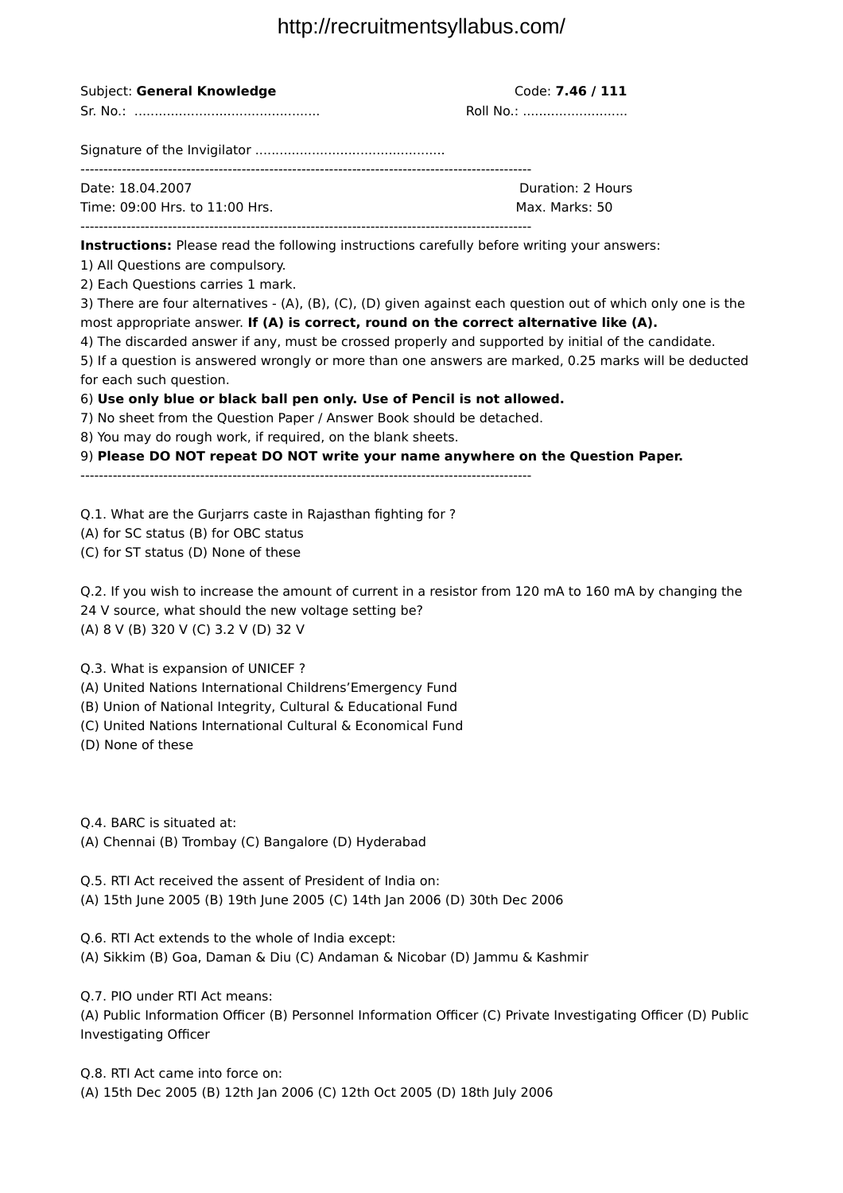Subject: **General Knowledge** Code: **7.46 / 111**

Sr. No.: ............................................. Roll No.: ..........................

Signature of the Invigilator ...............................................

---

Date: 18.04.2007 Duration: 2 Hours

Time: 09:00 Hrs. to 11:00 Hrs. Max. Marks: 50

---

**Instructions:** Please read the following instructions carefully before writing your answers:

1) All Questions are compulsory.
2) Each Questions carries 1 mark.
3) There are four alternatives - (A), (B), (C), (D) given against each question out of which only one is the most appropriate answer. **If (A) is correct, round on the correct alternative like (A).**
4) The discarded answer if any, must be crossed properly and supported by initial of the candidate.
5) If a question is answered wrongly or more than one answers are marked, 0.25 marks will be deducted for each such question.
6) **Use only blue or black ball pen only. Use of Pencil is not allowed.**
7) No sheet from the Question Paper / Answer Book should be detached.
8) You may do rough work, if required, on the blank sheets.
9) **Please DO NOT repeat DO NOT write your name anywhere on the Question Paper.**

---

Q.1. What are the Gurjarrs caste in Rajasthan fighting for ?
(A) for SC status (B) for OBC status
(C) for ST status (D) None of these

Q.2. If you wish to increase the amount of current in a resistor from 120 mA to 160 mA by changing the 24 V source, what should the new voltage setting be?
(A) 8 V (B) 320 V (C) 3.2 V (D) 32 V

Q.3. What is expansion of UNICEF ?
(A) United Nations International Childrens'Emergency Fund
(B) Union of National Integrity, Cultural & Educational Fund
(C) United Nations International Cultural & Economical Fund
(D) None of these

Q.4. BARC is situated at:
(A) Chennai (B) Trombay (C) Bangalore (D) Hyderabad

Q.5. RTI Act received the assent of President of India on:
(A) 15th June 2005 (B) 19th June 2005 (C) 14th Jan 2006 (D) 30th Dec 2006

Q.6. RTI Act extends to the whole of India except:
(A) Sikkim (B) Goa, Daman & Diu (C) Andaman & Nicobar (D) Jammu & Kashmir

Q.7. PIO under RTI Act means:
(A) Public Information Officer (B) Personnel Information Officer (C) Private Investigating Officer (D) Public Investigating Officer

Q.8. RTI Act came into force on:
(A) 15th Dec 2005 (B) 12th Jan 2006 (C) 12th Oct 2005 (D) 18th July 2006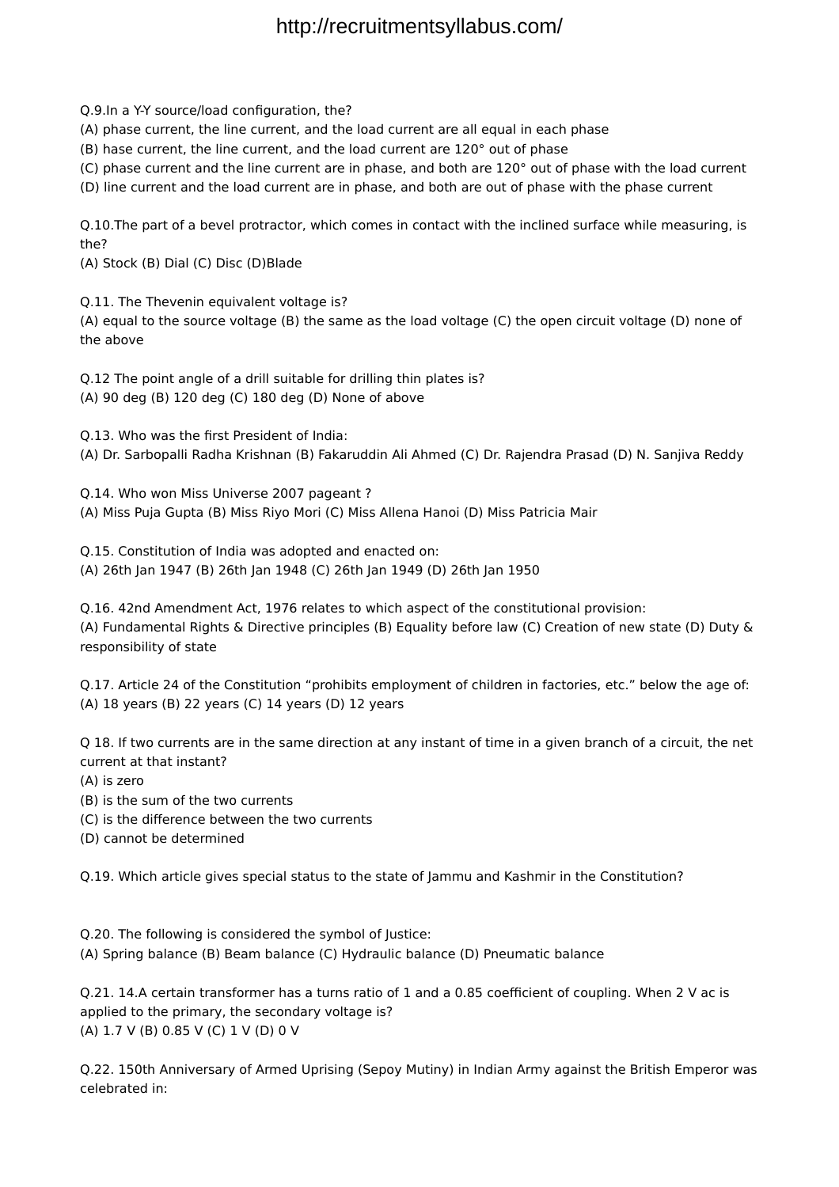Q.9.In a Y-Y source/load configuration, the?
(A) phase current, the line current, and the load current are all equal in each phase
(B) hase current, the line current, and the load current are 120° out of phase
(C) phase current and the line current are in phase, and both are 120° out of phase with the load current
(D) line current and the load current are in phase, and both are out of phase with the phase current

Q.10.The part of a bevel protractor, which comes in contact with the inclined surface while measuring, is the?
(A) Stock (B) Dial (C) Disc (D)Blade

Q.11. The Thevenin equivalent voltage is?
(A) equal to the source voltage (B) the same as the load voltage (C) the open circuit voltage (D) none of the above

Q.12 The point angle of a drill suitable for drilling thin plates is?
(A) 90 deg (B) 120 deg (C) 180 deg (D) None of above

Q.13. Who was the first President of India:
(A) Dr. Sarbopalli Radha Krishnan (B) Fakaruddin Ali Ahmed (C) Dr. Rajendra Prasad (D) N. Sanjiva Reddy

Q.14. Who won Miss Universe 2007 pageant ?
(A) Miss Puja Gupta (B) Miss Riyo Mori (C) Miss Allena Hanoi (D) Miss Patricia Mair

Q.15. Constitution of India was adopted and enacted on:
(A) 26th Jan 1947 (B) 26th Jan 1948 (C) 26th Jan 1949 (D) 26th Jan 1950

Q.16. 42nd Amendment Act, 1976 relates to which aspect of the constitutional provision:
(A) Fundamental Rights & Directive principles (B) Equality before law (C) Creation of new state (D) Duty & responsibility of state

Q.17. Article 24 of the Constitution "prohibits employment of children in factories, etc." below the age of:
(A) 18 years (B) 22 years (C) 14 years (D) 12 years

Q 18. If two currents are in the same direction at any instant of time in a given branch of a circuit, the net current at that instant?
(A) is zero
(B) is the sum of the two currents
(C) is the difference between the two currents
(D) cannot be determined

Q.19. Which article gives special status to the state of Jammu and Kashmir in the Constitution?

Q.20. The following is considered the symbol of Justice:
(A) Spring balance (B) Beam balance (C) Hydraulic balance (D) Pneumatic balance

Q.21. 14.A certain transformer has a turns ratio of 1 and a 0.85 coefficient of coupling. When 2 V ac is applied to the primary, the secondary voltage is?
(A) 1.7 V (B) 0.85 V (C) 1 V (D) 0 V

Q.22. 150th Anniversary of Armed Uprising (Sepoy Mutiny) in Indian Army against the British Emperor was celebrated in: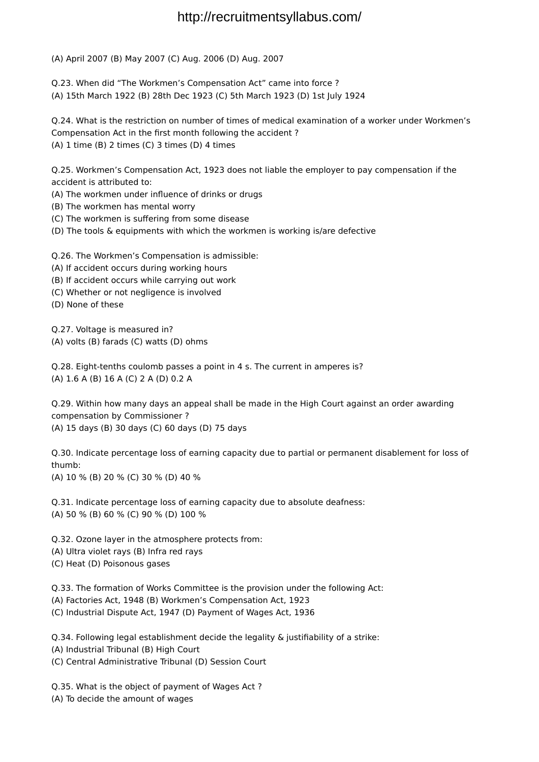(A) April 2007 (B) May 2007 (C) Aug. 2006 (D) Aug. 2007

Q.23. When did “The Workmen’s Compensation Act” came into force ?
(A) 15th March 1922 (B) 28th Dec 1923 (C) 5th March 1923 (D) 1st July 1924

Q.24. What is the restriction on number of times of medical examination of a worker under Workmen’s Compensation Act in the first month following the accident ?
(A) 1 time (B) 2 times (C) 3 times (D) 4 times

Q.25. Workmen’s Compensation Act, 1923 does not liable the employer to pay compensation if the accident is attributed to:
(A) The workmen under influence of drinks or drugs
(B) The workmen has mental worry
(C) The workmen is suffering from some disease
(D) The tools & equipments with which the workmen is working is/are defective

Q.26. The Workmen’s Compensation is admissible:
(A) If accident occurs during working hours
(B) If accident occurs while carrying out work
(C) Whether or not negligence is involved
(D) None of these

Q.27. Voltage is measured in?
(A) volts (B) farads (C) watts (D) ohms

Q.28. Eight-tenths coulomb passes a point in 4 s. The current in amperes is?
(A) 1.6 A (B) 16 A (C) 2 A (D) 0.2 A

Q.29. Within how many days an appeal shall be made in the High Court against an order awarding compensation by Commissioner ?
(A) 15 days (B) 30 days (C) 60 days (D) 75 days

Q.30. Indicate percentage loss of earning capacity due to partial or permanent disablement for loss of thumb:
(A) 10 % (B) 20 % (C) 30 % (D) 40 %

Q.31. Indicate percentage loss of earning capacity due to absolute deafness:
(A) 50 % (B) 60 % (C) 90 % (D) 100 %

Q.32. Ozone layer in the atmosphere protects from:
(A) Ultra violet rays (B) Infra red rays
(C) Heat (D) Poisonous gases

Q.33. The formation of Works Committee is the provision under the following Act:
(A) Factories Act, 1948 (B) Workmen’s Compensation Act, 1923
(C) Industrial Dispute Act, 1947 (D) Payment of Wages Act, 1936

Q.34. Following legal establishment decide the legality & justifiability of a strike:
(A) Industrial Tribunal (B) High Court
(C) Central Administrative Tribunal (D) Session Court

Q.35. What is the object of payment of Wages Act ?
(A) To decide the amount of wages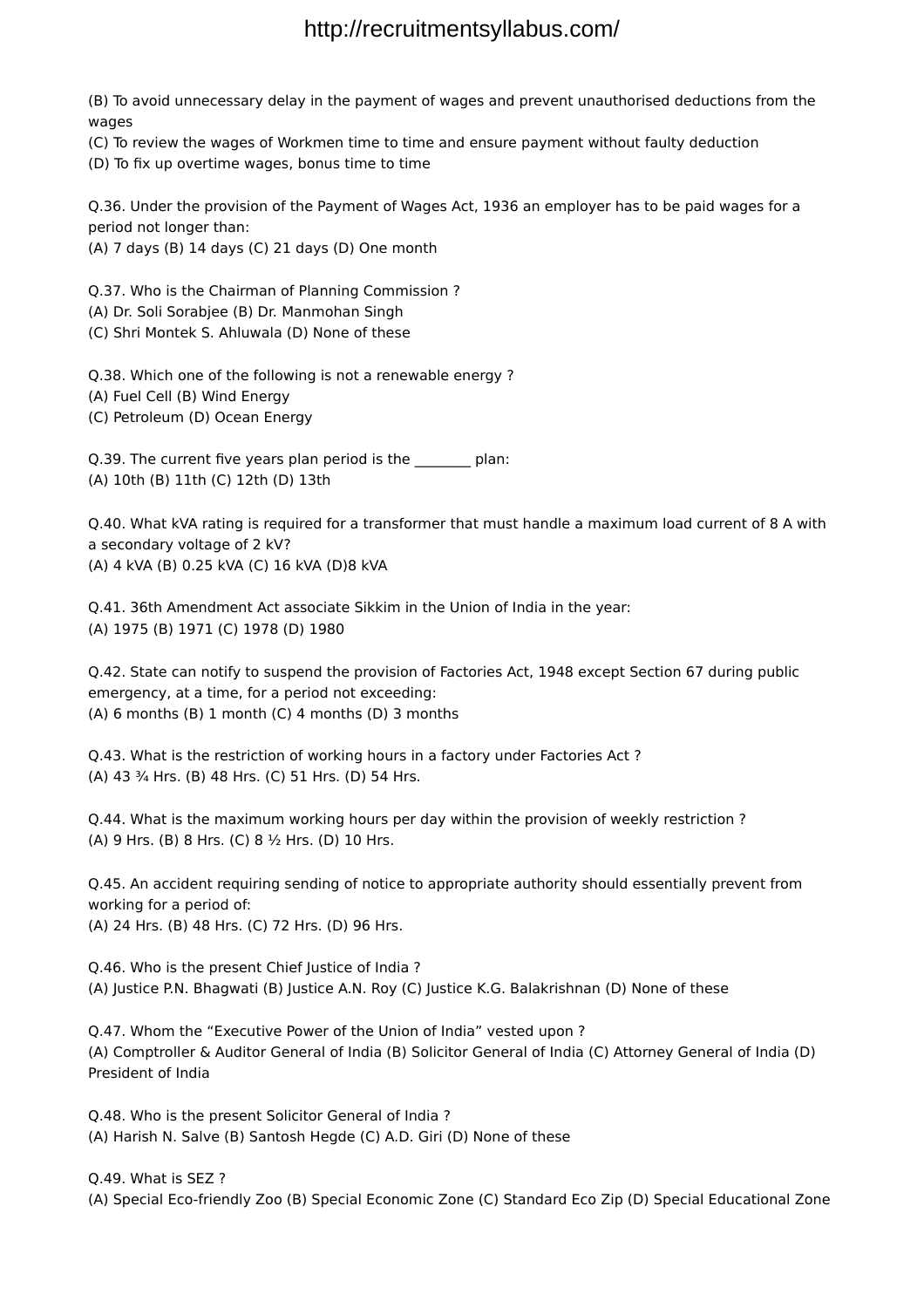(B) To avoid unnecessary delay in the payment of wages and prevent unauthorised deductions from the wages
(C) To review the wages of Workmen time to time and ensure payment without faulty deduction
(D) To fix up overtime wages, bonus time to time

Q.36. Under the provision of the Payment of Wages Act, 1936 an employer has to be paid wages for a period not longer than:
(A) 7 days (B) 14 days (C) 21 days (D) One month

Q.37. Who is the Chairman of Planning Commission ?
(A) Dr. Soli Sorabjee (B) Dr. Manmohan Singh
(C) Shri Montek S. Ahluwala (D) None of these

Q.38. Which one of the following is not a renewable energy ?
(A) Fuel Cell (B) Wind Energy
(C) Petroleum (D) Ocean Energy

Q.39. The current five years plan period is the ________ plan:
(A) 10th (B) 11th (C) 12th (D) 13th

Q.40. What kVA rating is required for a transformer that must handle a maximum load current of 8 A with a secondary voltage of 2 kV?
(A) 4 kVA (B) 0.25 kVA (C) 16 kVA (D)8 kVA

Q.41. 36th Amendment Act associate Sikkim in the Union of India in the year:
(A) 1975 (B) 1971 (C) 1978 (D) 1980

Q.42. State can notify to suspend the provision of Factories Act, 1948 except Section 67 during public emergency, at a time, for a period not exceeding:
(A) 6 months (B) 1 month (C) 4 months (D) 3 months

Q.43. What is the restriction of working hours in a factory under Factories Act ?
(A) 43 ¾ Hrs. (B) 48 Hrs. (C) 51 Hrs. (D) 54 Hrs.

Q.44. What is the maximum working hours per day within the provision of weekly restriction ?
(A) 9 Hrs. (B) 8 Hrs. (C) 8 ½ Hrs. (D) 10 Hrs.

Q.45. An accident requiring sending of notice to appropriate authority should essentially prevent from working for a period of:
(A) 24 Hrs. (B) 48 Hrs. (C) 72 Hrs. (D) 96 Hrs.

Q.46. Who is the present Chief Justice of India ?
(A) Justice P.N. Bhagwati (B) Justice A.N. Roy (C) Justice K.G. Balakrishnan (D) None of these

Q.47. Whom the "Executive Power of the Union of India" vested upon ?
(A) Comptroller & Auditor General of India (B) Solicitor General of India (C) Attorney General of India (D) President of India

Q.48. Who is the present Solicitor General of India ?
(A) Harish N. Salve (B) Santosh Hegde (C) A.D. Giri (D) None of these

Q.49. What is SEZ ?
(A) Special Eco-friendly Zoo (B) Special Economic Zone (C) Standard Eco Zip (D) Special Educational Zone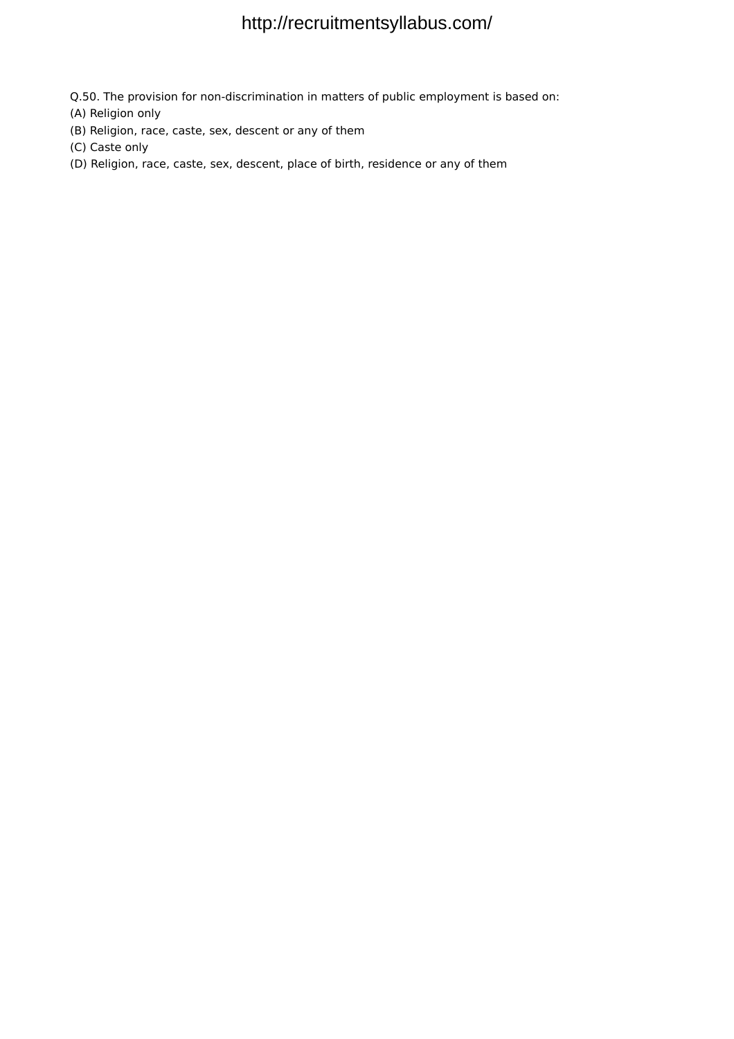Q.50. The provision for non-discrimination in matters of public employment is based on:

(A) Religion only

(B) Religion, race, caste, sex, descent or any of them

(C) Caste only

(D) Religion, race, caste, sex, descent, place of birth, residence or any of them